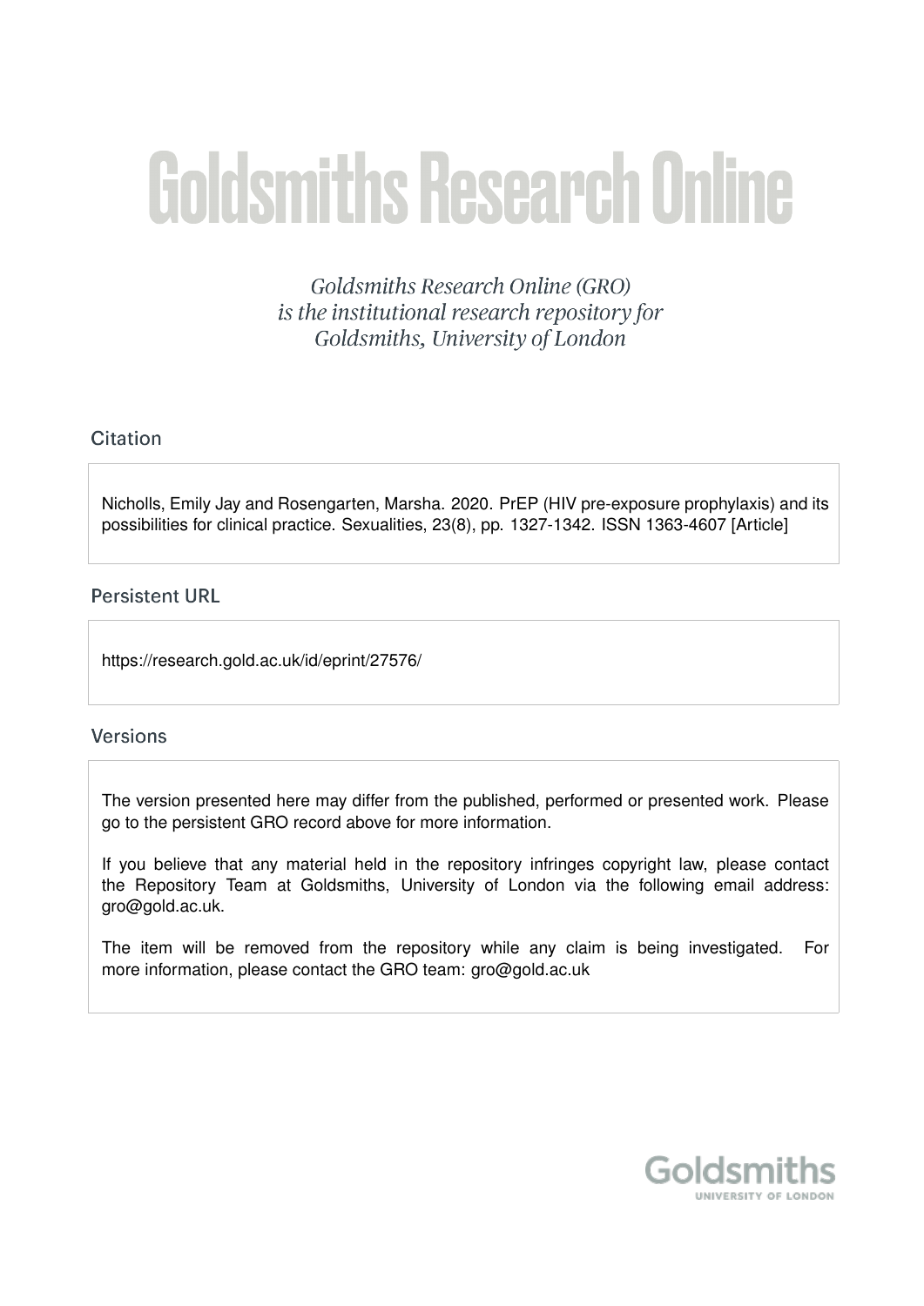# Goldsmiths Research Online

*Goldsmiths Research Online (GRO) is the institutional research repository for Goldsmiths, University of London*

## Citation

Nicholls, Emily Jay and Rosengarten, Marsha. 2020. PrEP (HIV pre-exposure prophylaxis) and its possibilities for clinical practice. Sexualities, 23(8), pp. 1327-1342. ISSN 1363-4607 [Article]

## Persistent URL

https://research.gold.ac.uk/id/eprint/27576/

## Versions

The version presented here may differ from the published, performed or presented work. Please go to the persistent GRO record above for more information.

If you believe that any material held in the repository infringes copyright law, please contact the Repository Team at Goldsmiths, University of London via the following email address: gro@gold.ac.uk.

The item will be removed from the repository while any claim is being investigated. For more information, please contact the GRO team: gro@gold.ac.uk

Goldsmiths
UNIVERSITY OF LONDON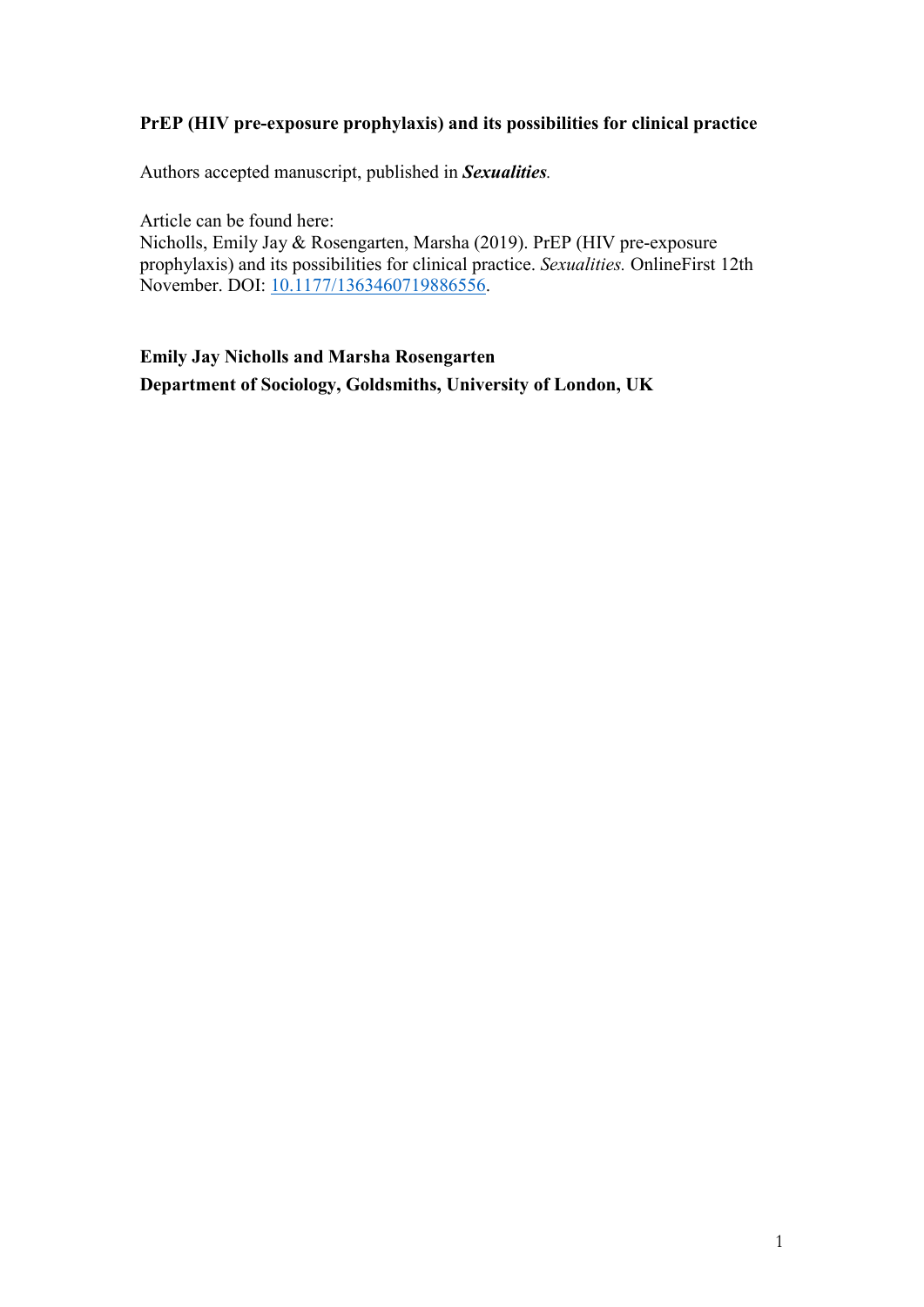**PrEP (HIV pre-exposure prophylaxis) and its possibilities for clinical practice**

Authors accepted manuscript, published in ***Sexualities***.

Article can be found here:
Nicholls, Emily Jay & Rosengarten, Marsha (2019). PrEP (HIV pre-exposure prophylaxis) and its possibilities for clinical practice. *Sexualities.* OnlineFirst 12th November. DOI: 10.1177/1363460719886556.

**Emily Jay Nicholls and Marsha Rosengarten**
**Department of Sociology, Goldsmiths, University of London, UK**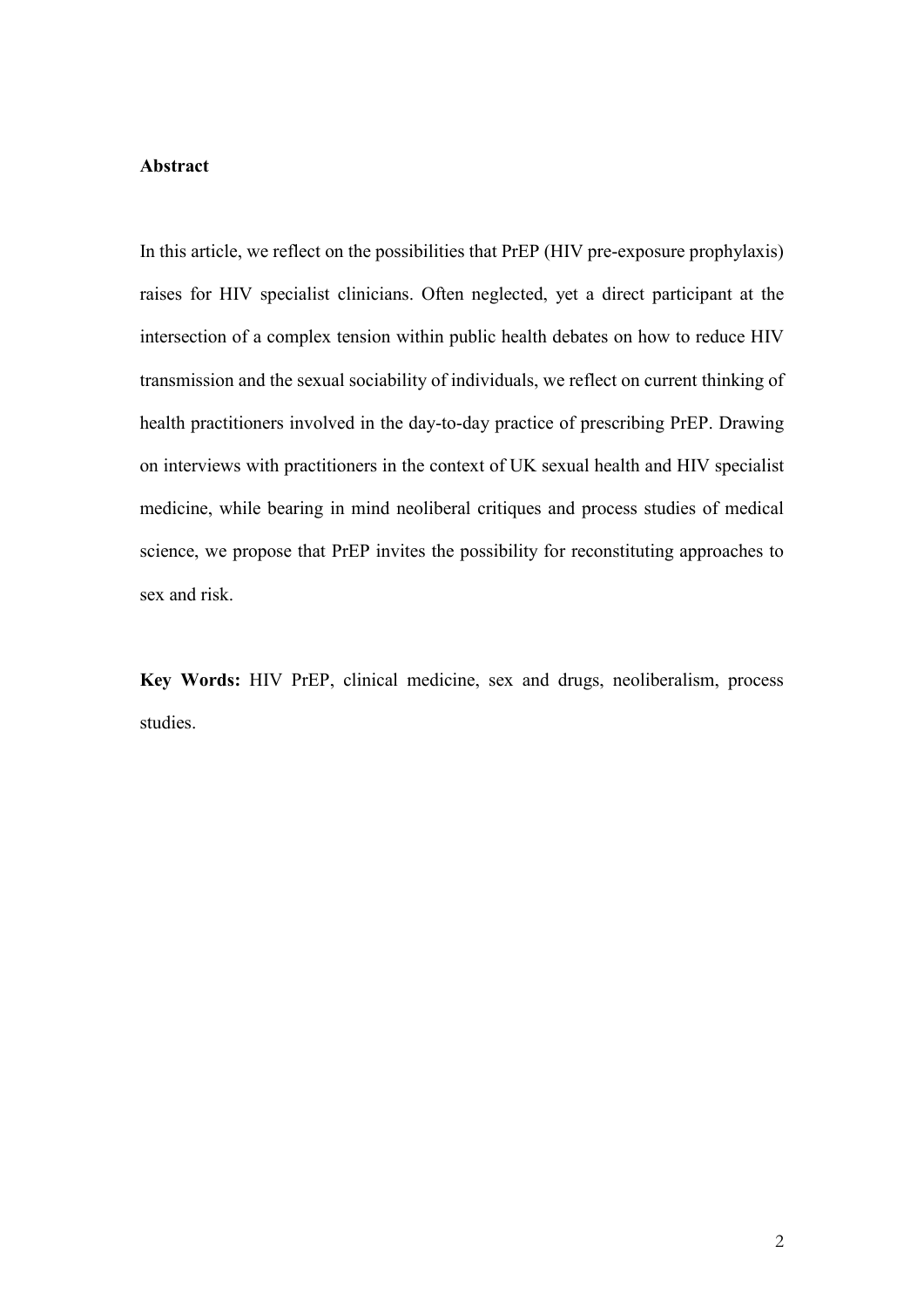**Abstract**

In this article, we reflect on the possibilities that PrEP (HIV pre-exposure prophylaxis) raises for HIV specialist clinicians. Often neglected, yet a direct participant at the intersection of a complex tension within public health debates on how to reduce HIV transmission and the sexual sociability of individuals, we reflect on current thinking of health practitioners involved in the day-to-day practice of prescribing PrEP. Drawing on interviews with practitioners in the context of UK sexual health and HIV specialist medicine, while bearing in mind neoliberal critiques and process studies of medical science, we propose that PrEP invites the possibility for reconstituting approaches to sex and risk.

**Key Words:** HIV PrEP, clinical medicine, sex and drugs, neoliberalism, process studies.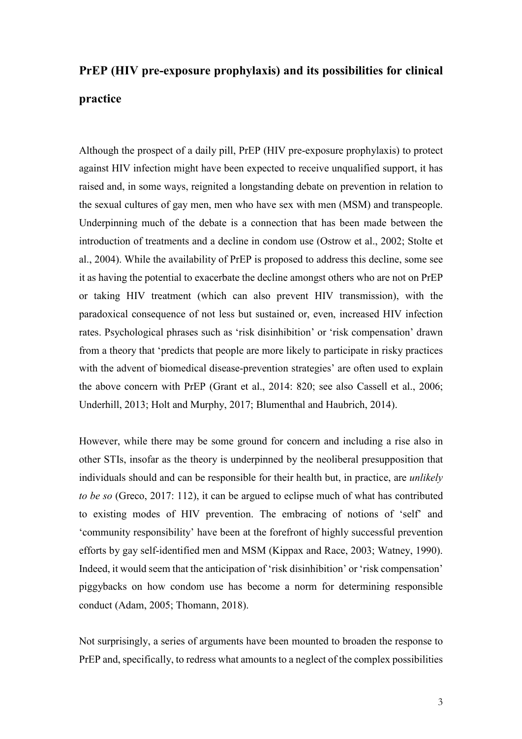## PrEP (HIV pre-exposure prophylaxis) and its possibilities for clinical practice

Although the prospect of a daily pill, PrEP (HIV pre-exposure prophylaxis) to protect against HIV infection might have been expected to receive unqualified support, it has raised and, in some ways, reignited a longstanding debate on prevention in relation to the sexual cultures of gay men, men who have sex with men (MSM) and transpeople. Underpinning much of the debate is a connection that has been made between the introduction of treatments and a decline in condom use (Ostrow et al., 2002; Stolte et al., 2004). While the availability of PrEP is proposed to address this decline, some see it as having the potential to exacerbate the decline amongst others who are not on PrEP or taking HIV treatment (which can also prevent HIV transmission), with the paradoxical consequence of not less but sustained or, even, increased HIV infection rates. Psychological phrases such as 'risk disinhibition' or 'risk compensation' drawn from a theory that 'predicts that people are more likely to participate in risky practices with the advent of biomedical disease-prevention strategies' are often used to explain the above concern with PrEP (Grant et al., 2014: 820; see also Cassell et al., 2006; Underhill, 2013; Holt and Murphy, 2017; Blumenthal and Haubrich, 2014).

However, while there may be some ground for concern and including a rise also in other STIs, insofar as the theory is underpinned by the neoliberal presupposition that individuals should and can be responsible for their health but, in practice, are *unlikely to be so* (Greco, 2017: 112), it can be argued to eclipse much of what has contributed to existing modes of HIV prevention. The embracing of notions of 'self' and 'community responsibility' have been at the forefront of highly successful prevention efforts by gay self-identified men and MSM (Kippax and Race, 2003; Watney, 1990). Indeed, it would seem that the anticipation of 'risk disinhibition' or 'risk compensation' piggybacks on how condom use has become a norm for determining responsible conduct (Adam, 2005; Thomann, 2018).

Not surprisingly, a series of arguments have been mounted to broaden the response to PrEP and, specifically, to redress what amounts to a neglect of the complex possibilities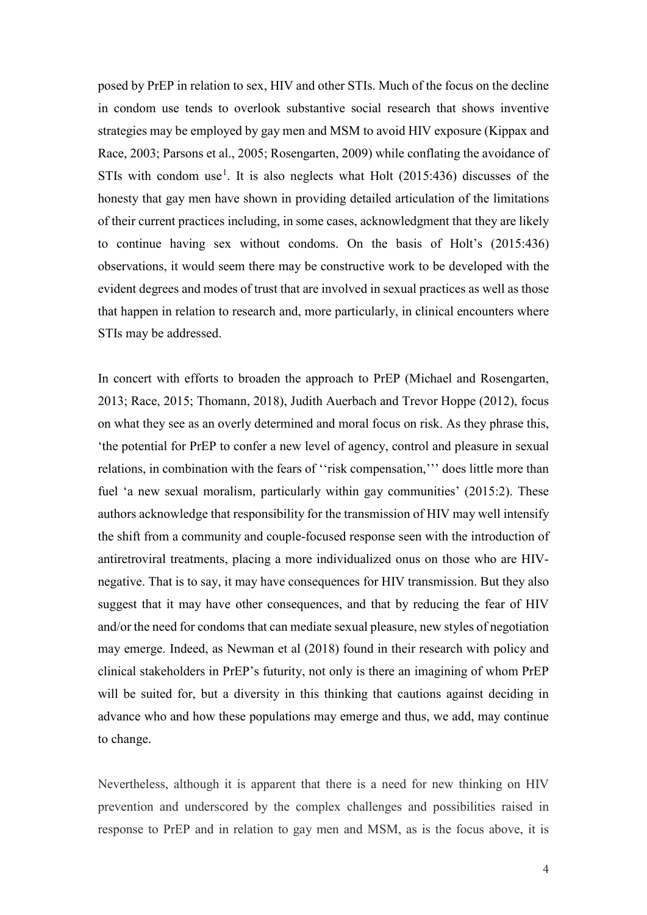posed by PrEP in relation to sex, HIV and other STIs. Much of the focus on the decline in condom use tends to overlook substantive social research that shows inventive strategies may be employed by gay men and MSM to avoid HIV exposure (Kippax and Race, 2003; Parsons et al., 2005; Rosengarten, 2009) while conflating the avoidance of STIs with condom use[1]. It is also neglects what Holt (2015:436) discusses of the honesty that gay men have shown in providing detailed articulation of the limitations of their current practices including, in some cases, acknowledgment that they are likely to continue having sex without condoms. On the basis of Holt's (2015:436) observations, it would seem there may be constructive work to be developed with the evident degrees and modes of trust that are involved in sexual practices as well as those that happen in relation to research and, more particularly, in clinical encounters where STIs may be addressed.

In concert with efforts to broaden the approach to PrEP (Michael and Rosengarten, 2013; Race, 2015; Thomann, 2018), Judith Auerbach and Trevor Hoppe (2012), focus on what they see as an overly determined and moral focus on risk. As they phrase this, 'the potential for PrEP to confer a new level of agency, control and pleasure in sexual relations, in combination with the fears of ''risk compensation,''' does little more than fuel 'a new sexual moralism, particularly within gay communities' (2015:2). These authors acknowledge that responsibility for the transmission of HIV may well intensify the shift from a community and couple-focused response seen with the introduction of antiretroviral treatments, placing a more individualized onus on those who are HIV-negative. That is to say, it may have consequences for HIV transmission. But they also suggest that it may have other consequences, and that by reducing the fear of HIV and/or the need for condoms that can mediate sexual pleasure, new styles of negotiation may emerge. Indeed, as Newman et al (2018) found in their research with policy and clinical stakeholders in PrEP's futurity, not only is there an imagining of whom PrEP will be suited for, but a diversity in this thinking that cautions against deciding in advance who and how these populations may emerge and thus, we add, may continue to change.

Nevertheless, although it is apparent that there is a need for new thinking on HIV prevention and underscored by the complex challenges and possibilities raised in response to PrEP and in relation to gay men and MSM, as is the focus above, it is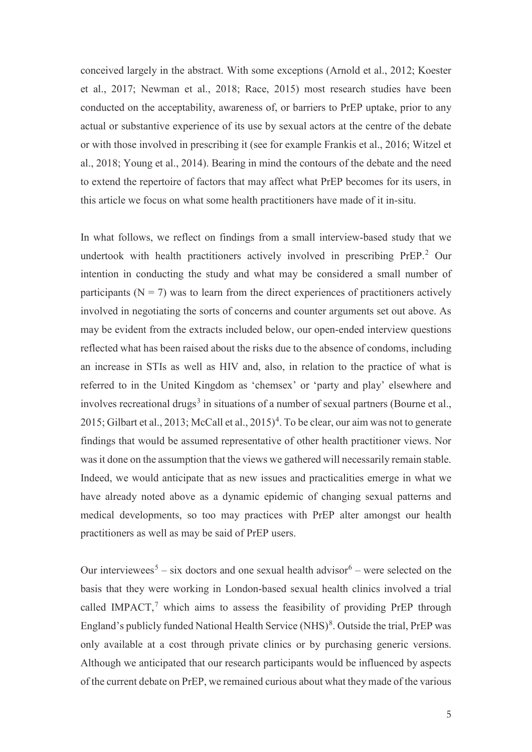conceived largely in the abstract. With some exceptions (Arnold et al., 2012; Koester et al., 2017; Newman et al., 2018; Race, 2015) most research studies have been conducted on the acceptability, awareness of, or barriers to PrEP uptake, prior to any actual or substantive experience of its use by sexual actors at the centre of the debate or with those involved in prescribing it (see for example Frankis et al., 2016; Witzel et al., 2018; Young et al., 2014). Bearing in mind the contours of the debate and the need to extend the repertoire of factors that may affect what PrEP becomes for its users, in this article we focus on what some health practitioners have made of it in-situ.

In what follows, we reflect on findings from a small interview-based study that we undertook with health practitioners actively involved in prescribing PrEP.[2] Our intention in conducting the study and what may be considered a small number of participants (N = 7) was to learn from the direct experiences of practitioners actively involved in negotiating the sorts of concerns and counter arguments set out above. As may be evident from the extracts included below, our open-ended interview questions reflected what has been raised about the risks due to the absence of condoms, including an increase in STIs as well as HIV and, also, in relation to the practice of what is referred to in the United Kingdom as 'chemsex' or 'party and play' elsewhere and involves recreational drugs[3] in situations of a number of sexual partners (Bourne et al., 2015; Gilbart et al., 2013; McCall et al., 2015)[4]. To be clear, our aim was not to generate findings that would be assumed representative of other health practitioner views. Nor was it done on the assumption that the views we gathered will necessarily remain stable. Indeed, we would anticipate that as new issues and practicalities emerge in what we have already noted above as a dynamic epidemic of changing sexual patterns and medical developments, so too may practices with PrEP alter amongst our health practitioners as well as may be said of PrEP users.

Our interviewees[5] – six doctors and one sexual health advisor[6] – were selected on the basis that they were working in London-based sexual health clinics involved a trial called IMPACT,[7] which aims to assess the feasibility of providing PrEP through England's publicly funded National Health Service (NHS)[8]. Outside the trial, PrEP was only available at a cost through private clinics or by purchasing generic versions. Although we anticipated that our research participants would be influenced by aspects of the current debate on PrEP, we remained curious about what they made of the various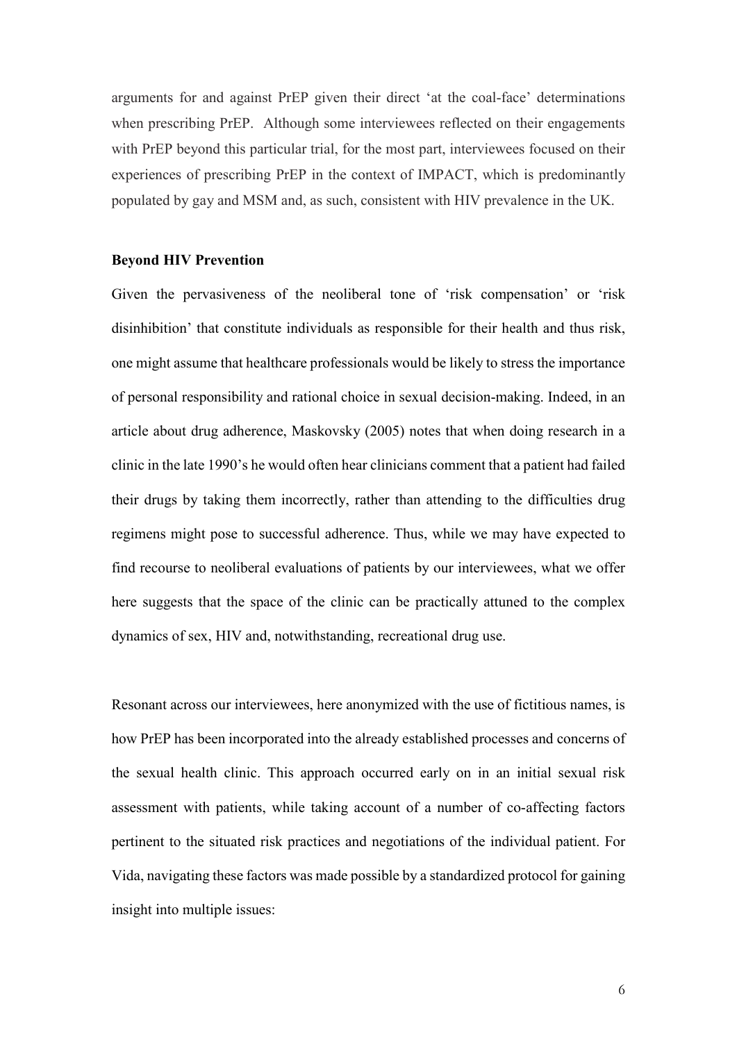arguments for and against PrEP given their direct 'at the coal-face' determinations when prescribing PrEP. Although some interviewees reflected on their engagements with PrEP beyond this particular trial, for the most part, interviewees focused on their experiences of prescribing PrEP in the context of IMPACT, which is predominantly populated by gay and MSM and, as such, consistent with HIV prevalence in the UK.

**Beyond HIV Prevention**

Given the pervasiveness of the neoliberal tone of 'risk compensation' or 'risk disinhibition' that constitute individuals as responsible for their health and thus risk, one might assume that healthcare professionals would be likely to stress the importance of personal responsibility and rational choice in sexual decision-making. Indeed, in an article about drug adherence, Maskovsky (2005) notes that when doing research in a clinic in the late 1990's he would often hear clinicians comment that a patient had failed their drugs by taking them incorrectly, rather than attending to the difficulties drug regimens might pose to successful adherence. Thus, while we may have expected to find recourse to neoliberal evaluations of patients by our interviewees, what we offer here suggests that the space of the clinic can be practically attuned to the complex dynamics of sex, HIV and, notwithstanding, recreational drug use.

Resonant across our interviewees, here anonymized with the use of fictitious names, is how PrEP has been incorporated into the already established processes and concerns of the sexual health clinic. This approach occurred early on in an initial sexual risk assessment with patients, while taking account of a number of co-affecting factors pertinent to the situated risk practices and negotiations of the individual patient. For Vida, navigating these factors was made possible by a standardized protocol for gaining insight into multiple issues: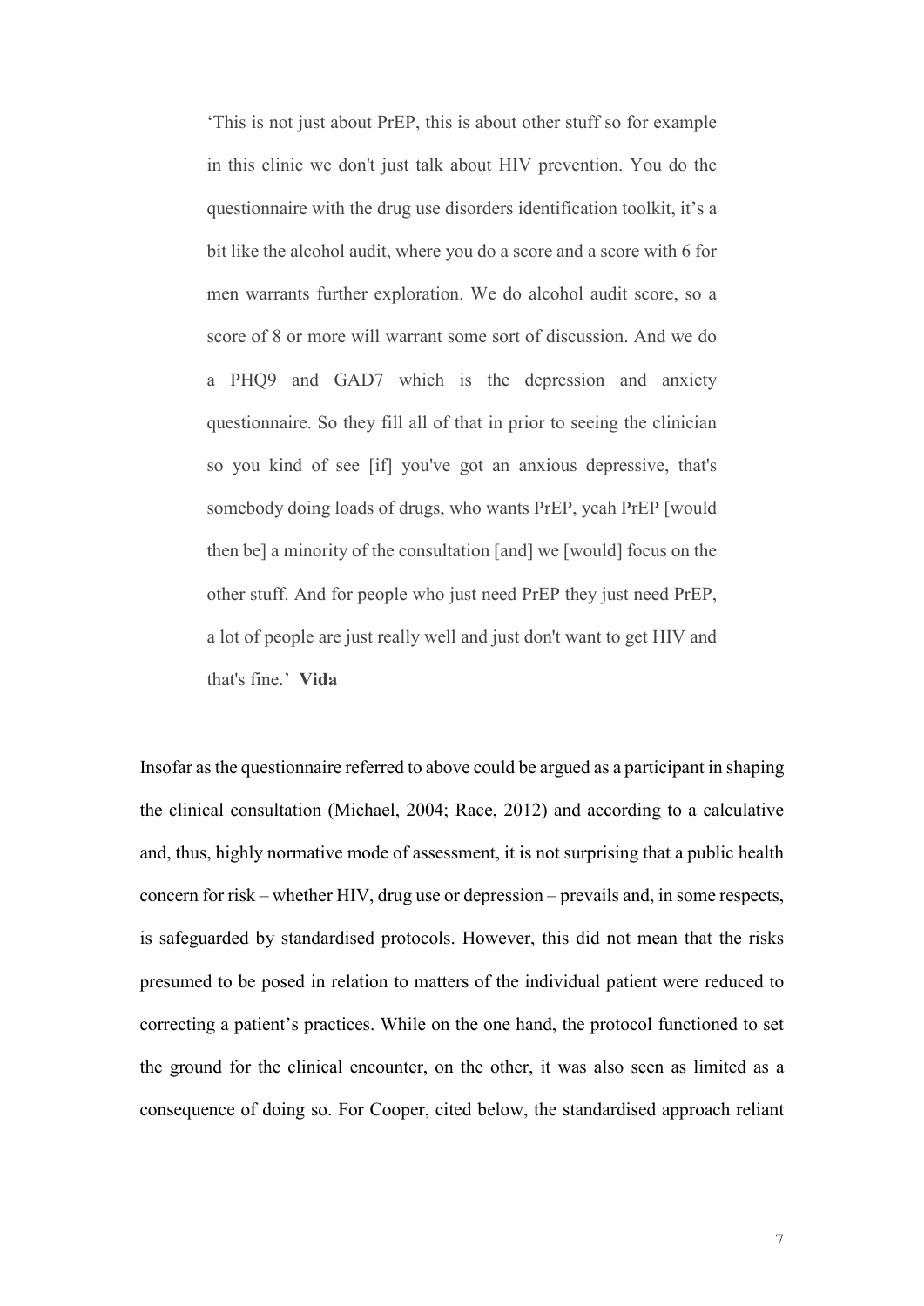> 'This is not just about PrEP, this is about other stuff so for example in this clinic we don't just talk about HIV prevention. You do the questionnaire with the drug use disorders identification toolkit, it's a bit like the alcohol audit, where you do a score and a score with 6 for men warrants further exploration. We do alcohol audit score, so a score of 8 or more will warrant some sort of discussion. And we do a PHQ9 and GAD7 which is the depression and anxiety questionnaire. So they fill all of that in prior to seeing the clinician so you kind of see [if] you've got an anxious depressive, that's somebody doing loads of drugs, who wants PrEP, yeah PrEP [would then be] a minority of the consultation [and] we [would] focus on the other stuff. And for people who just need PrEP they just need PrEP, a lot of people are just really well and just don't want to get HIV and that's fine.' **Vida**

Insofar as the questionnaire referred to above could be argued as a participant in shaping the clinical consultation (Michael, 2004; Race, 2012) and according to a calculative and, thus, highly normative mode of assessment, it is not surprising that a public health concern for risk – whether HIV, drug use or depression – prevails and, in some respects, is safeguarded by standardised protocols. However, this did not mean that the risks presumed to be posed in relation to matters of the individual patient were reduced to correcting a patient's practices. While on the one hand, the protocol functioned to set the ground for the clinical encounter, on the other, it was also seen as limited as a consequence of doing so. For Cooper, cited below, the standardised approach reliant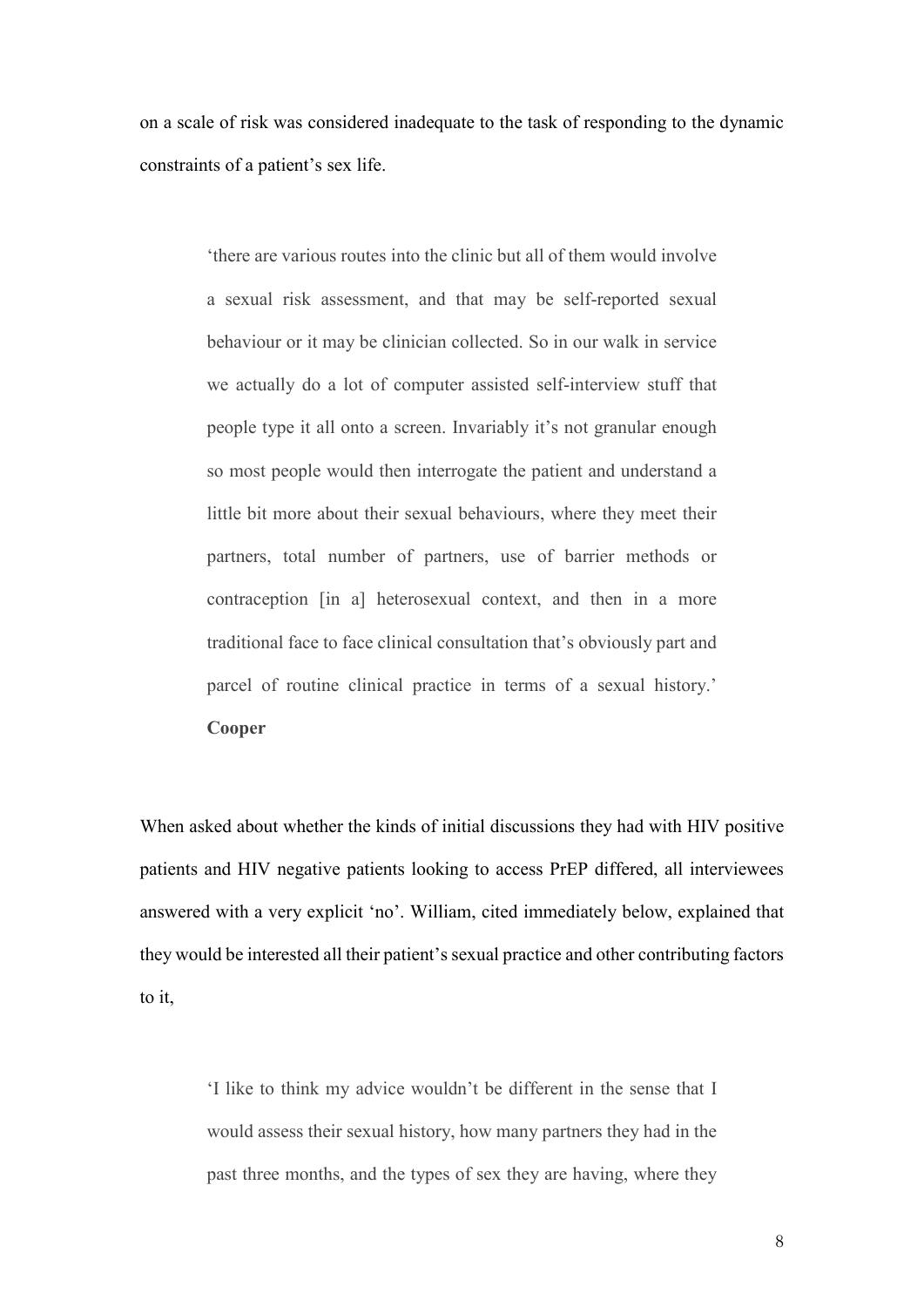on a scale of risk was considered inadequate to the task of responding to the dynamic constraints of a patient's sex life.

> 'there are various routes into the clinic but all of them would involve a sexual risk assessment, and that may be self-reported sexual behaviour or it may be clinician collected. So in our walk in service we actually do a lot of computer assisted self-interview stuff that people type it all onto a screen. Invariably it's not granular enough so most people would then interrogate the patient and understand a little bit more about their sexual behaviours, where they meet their partners, total number of partners, use of barrier methods or contraception [in a] heterosexual context, and then in a more traditional face to face clinical consultation that's obviously part and parcel of routine clinical practice in terms of a sexual history.' **Cooper**

When asked about whether the kinds of initial discussions they had with HIV positive patients and HIV negative patients looking to access PrEP differed, all interviewees answered with a very explicit 'no'. William, cited immediately below, explained that they would be interested all their patient's sexual practice and other contributing factors to it,

> 'I like to think my advice wouldn't be different in the sense that I would assess their sexual history, how many partners they had in the past three months, and the types of sex they are having, where they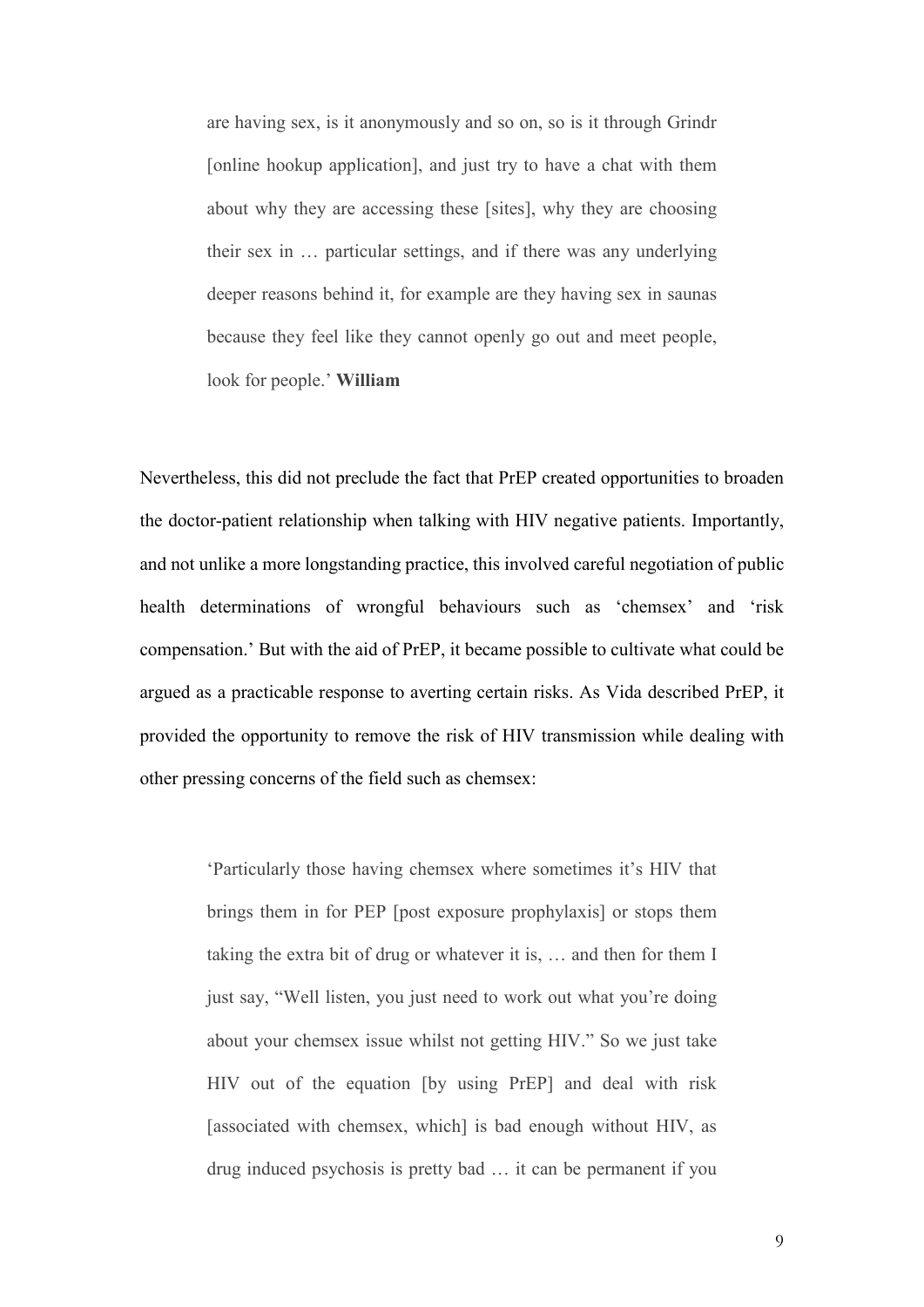> are having sex, is it anonymously and so on, so is it through Grindr [online hookup application], and just try to have a chat with them about why they are accessing these [sites], why they are choosing their sex in … particular settings, and if there was any underlying deeper reasons behind it, for example are they having sex in saunas because they feel like they cannot openly go out and meet people, look for people.' **William**

Nevertheless, this did not preclude the fact that PrEP created opportunities to broaden the doctor-patient relationship when talking with HIV negative patients. Importantly, and not unlike a more longstanding practice, this involved careful negotiation of public health determinations of wrongful behaviours such as 'chemsex' and 'risk compensation.' But with the aid of PrEP, it became possible to cultivate what could be argued as a practicable response to averting certain risks. As Vida described PrEP, it provided the opportunity to remove the risk of HIV transmission while dealing with other pressing concerns of the field such as chemsex:

> 'Particularly those having chemsex where sometimes it's HIV that brings them in for PEP [post exposure prophylaxis] or stops them taking the extra bit of drug or whatever it is, … and then for them I just say, "Well listen, you just need to work out what you're doing about your chemsex issue whilst not getting HIV." So we just take HIV out of the equation [by using PrEP] and deal with risk [associated with chemsex, which] is bad enough without HIV, as drug induced psychosis is pretty bad … it can be permanent if you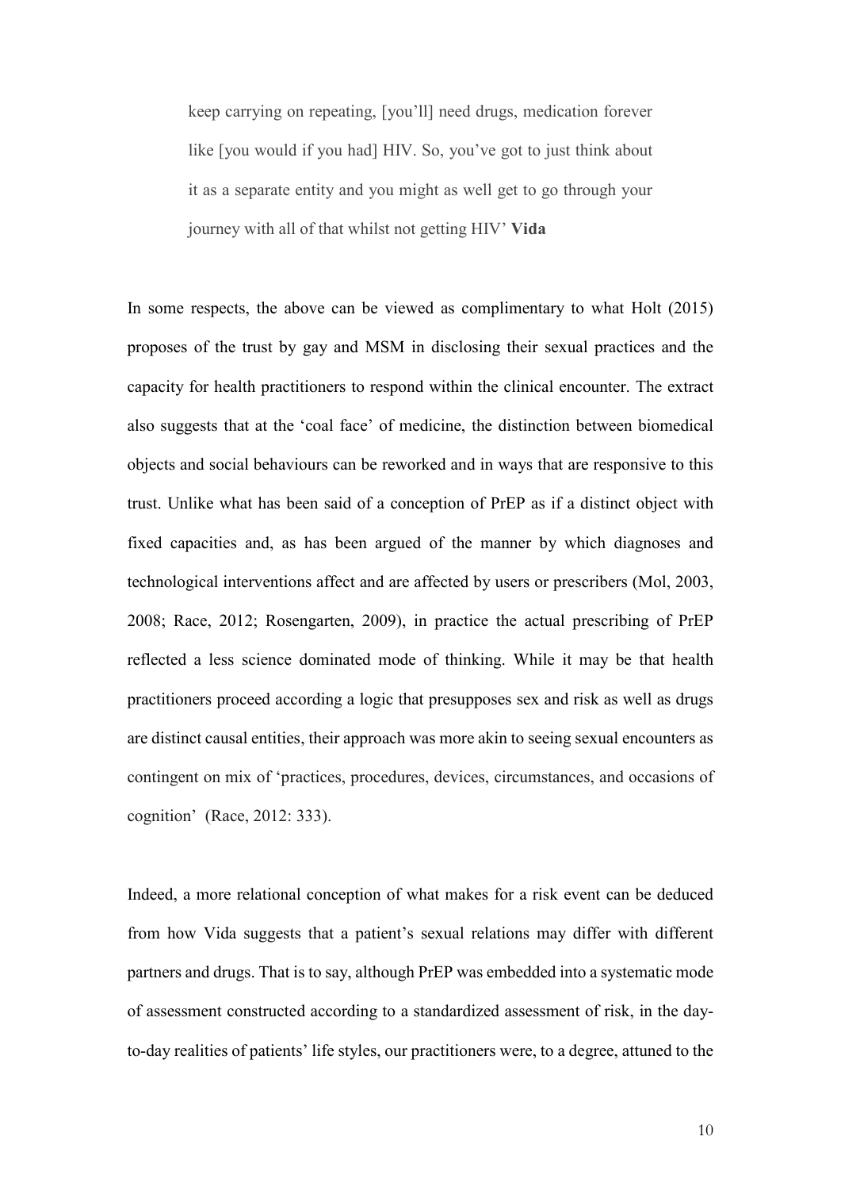> keep carrying on repeating, [you'll] need drugs, medication forever like [you would if you had] HIV. So, you've got to just think about it as a separate entity and you might as well get to go through your journey with all of that whilst not getting HIV' **Vida**

In some respects, the above can be viewed as complimentary to what Holt (2015) proposes of the trust by gay and MSM in disclosing their sexual practices and the capacity for health practitioners to respond within the clinical encounter. The extract also suggests that at the 'coal face' of medicine, the distinction between biomedical objects and social behaviours can be reworked and in ways that are responsive to this trust. Unlike what has been said of a conception of PrEP as if a distinct object with fixed capacities and, as has been argued of the manner by which diagnoses and technological interventions affect and are affected by users or prescribers (Mol, 2003, 2008; Race, 2012; Rosengarten, 2009), in practice the actual prescribing of PrEP reflected a less science dominated mode of thinking. While it may be that health practitioners proceed according a logic that presupposes sex and risk as well as drugs are distinct causal entities, their approach was more akin to seeing sexual encounters as contingent on mix of 'practices, procedures, devices, circumstances, and occasions of cognition' (Race, 2012: 333).

Indeed, a more relational conception of what makes for a risk event can be deduced from how Vida suggests that a patient's sexual relations may differ with different partners and drugs. That is to say, although PrEP was embedded into a systematic mode of assessment constructed according to a standardized assessment of risk, in the day-to-day realities of patients' life styles, our practitioners were, to a degree, attuned to the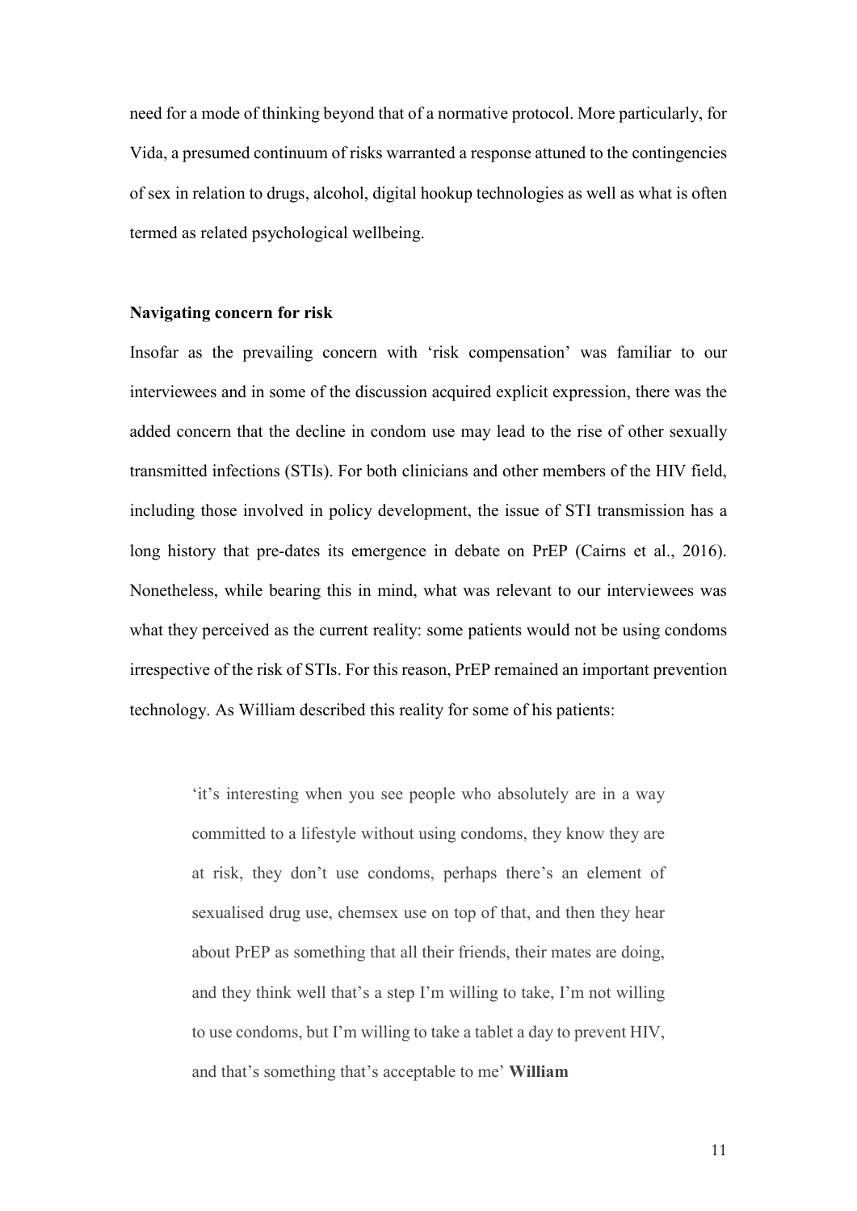need for a mode of thinking beyond that of a normative protocol. More particularly, for Vida, a presumed continuum of risks warranted a response attuned to the contingencies of sex in relation to drugs, alcohol, digital hookup technologies as well as what is often termed as related psychological wellbeing.

### Navigating concern for risk

Insofar as the prevailing concern with 'risk compensation' was familiar to our interviewees and in some of the discussion acquired explicit expression, there was the added concern that the decline in condom use may lead to the rise of other sexually transmitted infections (STIs). For both clinicians and other members of the HIV field, including those involved in policy development, the issue of STI transmission has a long history that pre-dates its emergence in debate on PrEP (Cairns et al., 2016). Nonetheless, while bearing this in mind, what was relevant to our interviewees was what they perceived as the current reality: some patients would not be using condoms irrespective of the risk of STIs. For this reason, PrEP remained an important prevention technology. As William described this reality for some of his patients:

> 'it's interesting when you see people who absolutely are in a way committed to a lifestyle without using condoms, they know they are at risk, they don't use condoms, perhaps there's an element of sexualised drug use, chemsex use on top of that, and then they hear about PrEP as something that all their friends, their mates are doing, and they think well that's a step I'm willing to take, I'm not willing to use condoms, but I'm willing to take a tablet a day to prevent HIV, and that's something that's acceptable to me' **William**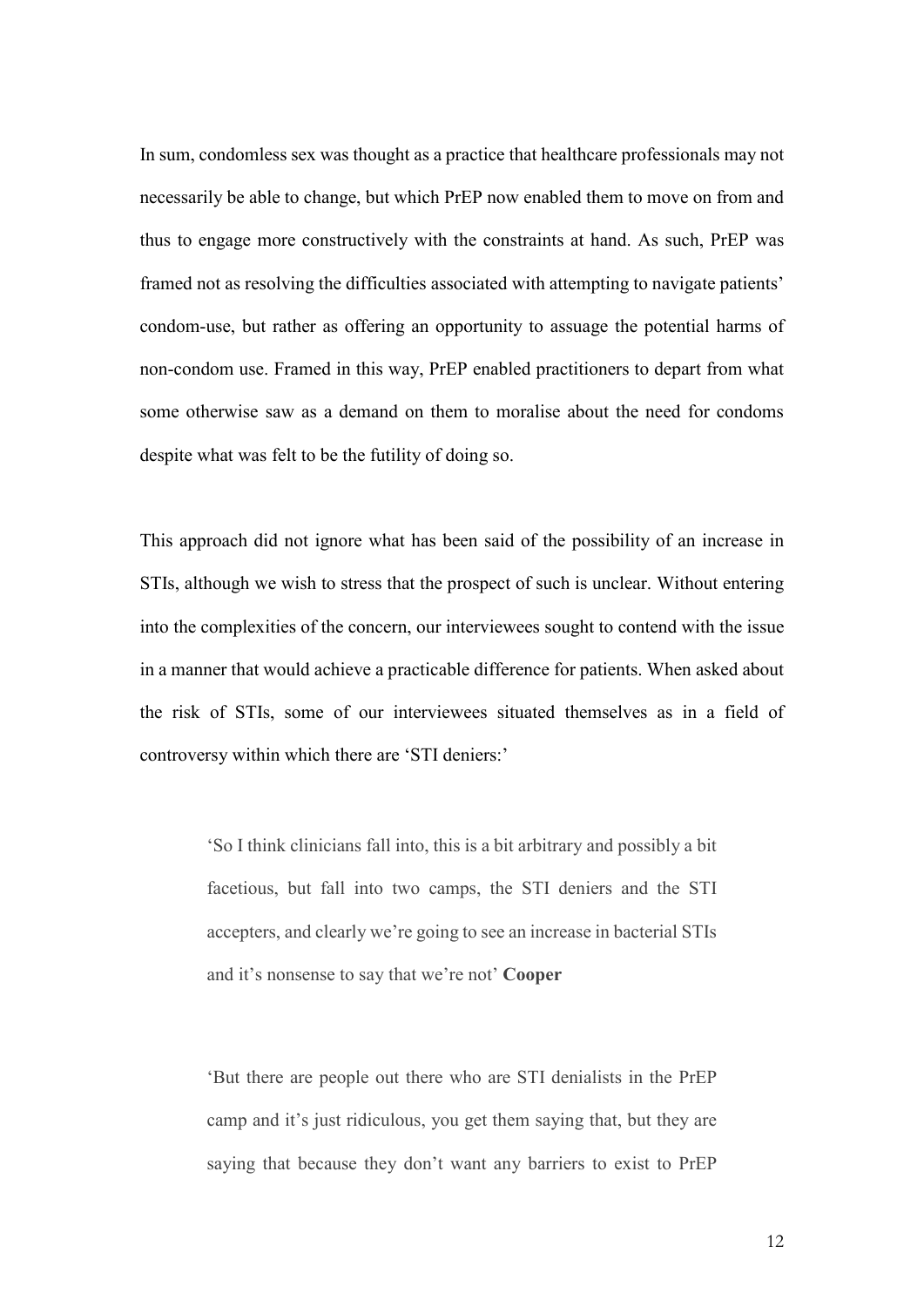In sum, condomless sex was thought as a practice that healthcare professionals may not necessarily be able to change, but which PrEP now enabled them to move on from and thus to engage more constructively with the constraints at hand. As such, PrEP was framed not as resolving the difficulties associated with attempting to navigate patients' condom-use, but rather as offering an opportunity to assuage the potential harms of non-condom use. Framed in this way, PrEP enabled practitioners to depart from what some otherwise saw as a demand on them to moralise about the need for condoms despite what was felt to be the futility of doing so.

This approach did not ignore what has been said of the possibility of an increase in STIs, although we wish to stress that the prospect of such is unclear. Without entering into the complexities of the concern, our interviewees sought to contend with the issue in a manner that would achieve a practicable difference for patients. When asked about the risk of STIs, some of our interviewees situated themselves as in a field of controversy within which there are 'STI deniers:'

> 'So I think clinicians fall into, this is a bit arbitrary and possibly a bit facetious, but fall into two camps, the STI deniers and the STI accepters, and clearly we're going to see an increase in bacterial STIs and it's nonsense to say that we're not' **Cooper**

> 'But there are people out there who are STI denialists in the PrEP camp and it's just ridiculous, you get them saying that, but they are saying that because they don't want any barriers to exist to PrEP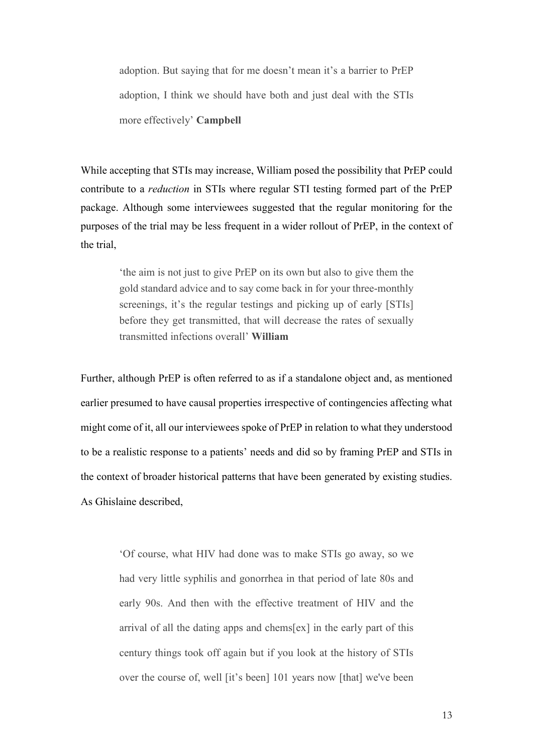> adoption. But saying that for me doesn't mean it's a barrier to PrEP adoption, I think we should have both and just deal with the STIs more effectively' **Campbell**

While accepting that STIs may increase, William posed the possibility that PrEP could contribute to a *reduction* in STIs where regular STI testing formed part of the PrEP package. Although some interviewees suggested that the regular monitoring for the purposes of the trial may be less frequent in a wider rollout of PrEP, in the context of the trial,

> 'the aim is not just to give PrEP on its own but also to give them the gold standard advice and to say come back in for your three-monthly screenings, it's the regular testings and picking up of early [STIs] before they get transmitted, that will decrease the rates of sexually transmitted infections overall' **William**

Further, although PrEP is often referred to as if a standalone object and, as mentioned earlier presumed to have causal properties irrespective of contingencies affecting what might come of it, all our interviewees spoke of PrEP in relation to what they understood to be a realistic response to a patients' needs and did so by framing PrEP and STIs in the context of broader historical patterns that have been generated by existing studies. As Ghislaine described,

> 'Of course, what HIV had done was to make STIs go away, so we had very little syphilis and gonorrhea in that period of late 80s and early 90s. And then with the effective treatment of HIV and the arrival of all the dating apps and chems[ex] in the early part of this century things took off again but if you look at the history of STIs over the course of, well [it's been] 101 years now [that] we've been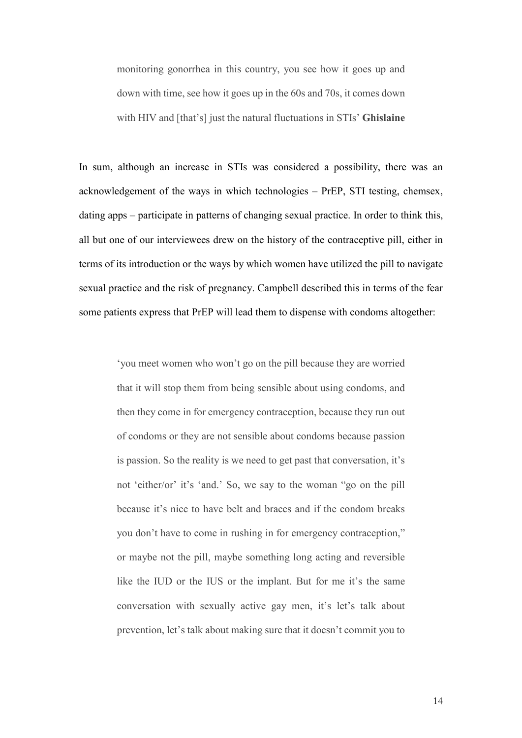> monitoring gonorrhea in this country, you see how it goes up and down with time, see how it goes up in the 60s and 70s, it comes down with HIV and [that's] just the natural fluctuations in STIs' **Ghislaine**

In sum, although an increase in STIs was considered a possibility, there was an acknowledgement of the ways in which technologies – PrEP, STI testing, chemsex, dating apps – participate in patterns of changing sexual practice. In order to think this, all but one of our interviewees drew on the history of the contraceptive pill, either in terms of its introduction or the ways by which women have utilized the pill to navigate sexual practice and the risk of pregnancy. Campbell described this in terms of the fear some patients express that PrEP will lead them to dispense with condoms altogether:

> 'you meet women who won't go on the pill because they are worried that it will stop them from being sensible about using condoms, and then they come in for emergency contraception, because they run out of condoms or they are not sensible about condoms because passion is passion. So the reality is we need to get past that conversation, it's not 'either/or' it's 'and.' So, we say to the woman "go on the pill because it's nice to have belt and braces and if the condom breaks you don't have to come in rushing in for emergency contraception," or maybe not the pill, maybe something long acting and reversible like the IUD or the IUS or the implant. But for me it's the same conversation with sexually active gay men, it's let's talk about prevention, let's talk about making sure that it doesn't commit you to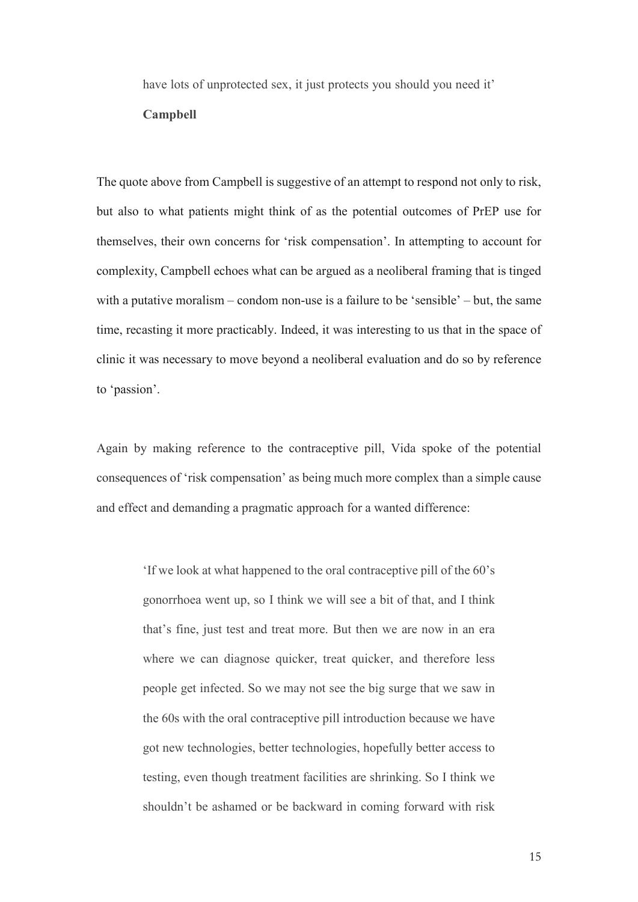> have lots of unprotected sex, it just protects you should you need it'
>
> **Campbell**

The quote above from Campbell is suggestive of an attempt to respond not only to risk, but also to what patients might think of as the potential outcomes of PrEP use for themselves, their own concerns for 'risk compensation'. In attempting to account for complexity, Campbell echoes what can be argued as a neoliberal framing that is tinged with a putative moralism – condom non-use is a failure to be 'sensible' – but, the same time, recasting it more practicably. Indeed, it was interesting to us that in the space of clinic it was necessary to move beyond a neoliberal evaluation and do so by reference to 'passion'.

Again by making reference to the contraceptive pill, Vida spoke of the potential consequences of 'risk compensation' as being much more complex than a simple cause and effect and demanding a pragmatic approach for a wanted difference:

> 'If we look at what happened to the oral contraceptive pill of the 60's gonorrhoea went up, so I think we will see a bit of that, and I think that's fine, just test and treat more. But then we are now in an era where we can diagnose quicker, treat quicker, and therefore less people get infected. So we may not see the big surge that we saw in the 60s with the oral contraceptive pill introduction because we have got new technologies, better technologies, hopefully better access to testing, even though treatment facilities are shrinking. So I think we shouldn't be ashamed or be backward in coming forward with risk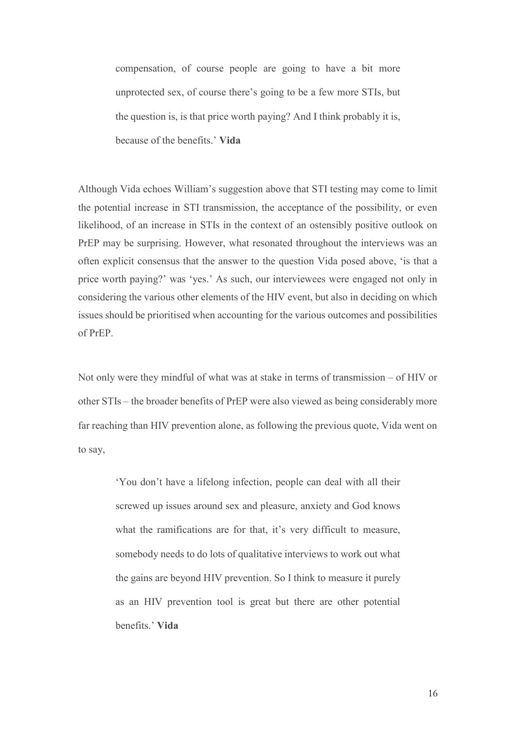> compensation, of course people are going to have a bit more unprotected sex, of course there's going to be a few more STIs, but the question is, is that price worth paying? And I think probably it is, because of the benefits.' **Vida**

Although Vida echoes William's suggestion above that STI testing may come to limit the potential increase in STI transmission, the acceptance of the possibility, or even likelihood, of an increase in STIs in the context of an ostensibly positive outlook on PrEP may be surprising. However, what resonated throughout the interviews was an often explicit consensus that the answer to the question Vida posed above, 'is that a price worth paying?' was 'yes.' As such, our interviewees were engaged not only in considering the various other elements of the HIV event, but also in deciding on which issues should be prioritised when accounting for the various outcomes and possibilities of PrEP.

Not only were they mindful of what was at stake in terms of transmission – of HIV or other STIs – the broader benefits of PrEP were also viewed as being considerably more far reaching than HIV prevention alone, as following the previous quote, Vida went on to say,

> 'You don't have a lifelong infection, people can deal with all their screwed up issues around sex and pleasure, anxiety and God knows what the ramifications are for that, it's very difficult to measure, somebody needs to do lots of qualitative interviews to work out what the gains are beyond HIV prevention. So I think to measure it purely as an HIV prevention tool is great but there are other potential benefits.' **Vida**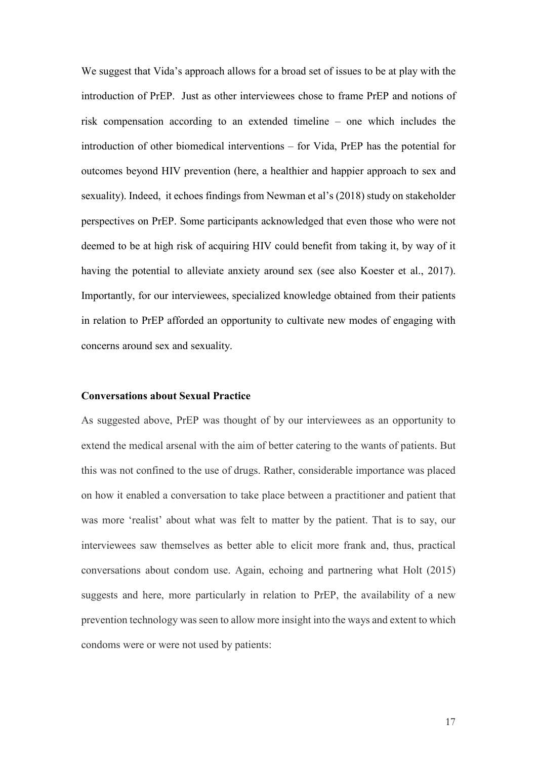We suggest that Vida's approach allows for a broad set of issues to be at play with the introduction of PrEP. Just as other interviewees chose to frame PrEP and notions of risk compensation according to an extended timeline – one which includes the introduction of other biomedical interventions – for Vida, PrEP has the potential for outcomes beyond HIV prevention (here, a healthier and happier approach to sex and sexuality). Indeed, it echoes findings from Newman et al's (2018) study on stakeholder perspectives on PrEP. Some participants acknowledged that even those who were not deemed to be at high risk of acquiring HIV could benefit from taking it, by way of it having the potential to alleviate anxiety around sex (see also Koester et al., 2017). Importantly, for our interviewees, specialized knowledge obtained from their patients in relation to PrEP afforded an opportunity to cultivate new modes of engaging with concerns around sex and sexuality.

**Conversations about Sexual Practice**

As suggested above, PrEP was thought of by our interviewees as an opportunity to extend the medical arsenal with the aim of better catering to the wants of patients. But this was not confined to the use of drugs. Rather, considerable importance was placed on how it enabled a conversation to take place between a practitioner and patient that was more 'realist' about what was felt to matter by the patient. That is to say, our interviewees saw themselves as better able to elicit more frank and, thus, practical conversations about condom use. Again, echoing and partnering what Holt (2015) suggests and here, more particularly in relation to PrEP, the availability of a new prevention technology was seen to allow more insight into the ways and extent to which condoms were or were not used by patients: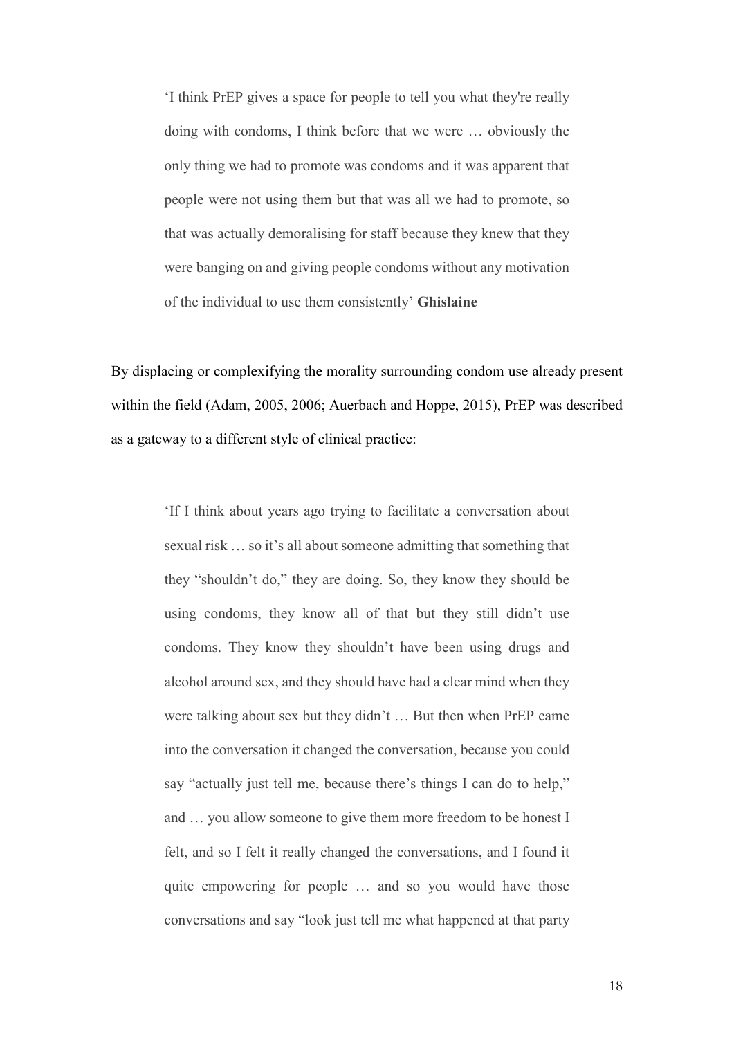> 'I think PrEP gives a space for people to tell you what they're really doing with condoms, I think before that we were … obviously the only thing we had to promote was condoms and it was apparent that people were not using them but that was all we had to promote, so that was actually demoralising for staff because they knew that they were banging on and giving people condoms without any motivation of the individual to use them consistently' **Ghislaine**

By displacing or complexifying the morality surrounding condom use already present within the field (Adam, 2005, 2006; Auerbach and Hoppe, 2015), PrEP was described as a gateway to a different style of clinical practice:

> 'If I think about years ago trying to facilitate a conversation about sexual risk … so it's all about someone admitting that something that they "shouldn't do," they are doing. So, they know they should be using condoms, they know all of that but they still didn't use condoms. They know they shouldn't have been using drugs and alcohol around sex, and they should have had a clear mind when they were talking about sex but they didn't … But then when PrEP came into the conversation it changed the conversation, because you could say "actually just tell me, because there's things I can do to help," and … you allow someone to give them more freedom to be honest I felt, and so I felt it really changed the conversations, and I found it quite empowering for people … and so you would have those conversations and say "look just tell me what happened at that party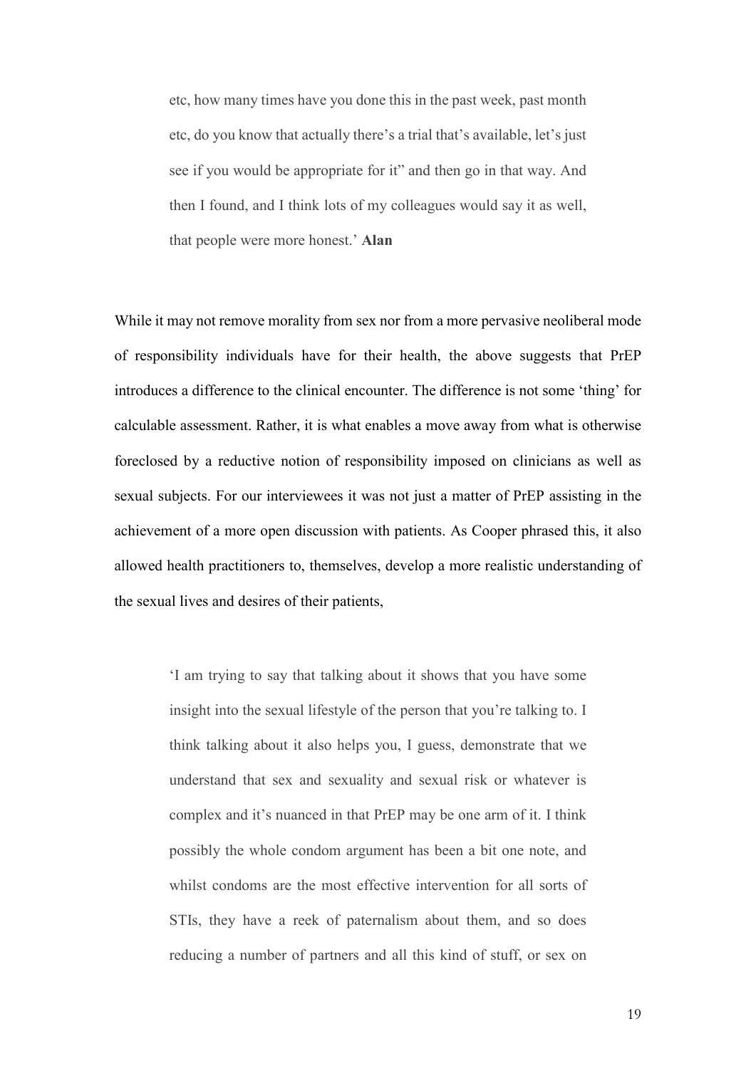> etc, how many times have you done this in the past week, past month etc, do you know that actually there's a trial that's available, let's just see if you would be appropriate for it" and then go in that way. And then I found, and I think lots of my colleagues would say it as well, that people were more honest.' **Alan**

While it may not remove morality from sex nor from a more pervasive neoliberal mode of responsibility individuals have for their health, the above suggests that PrEP introduces a difference to the clinical encounter. The difference is not some 'thing' for calculable assessment. Rather, it is what enables a move away from what is otherwise foreclosed by a reductive notion of responsibility imposed on clinicians as well as sexual subjects. For our interviewees it was not just a matter of PrEP assisting in the achievement of a more open discussion with patients. As Cooper phrased this, it also allowed health practitioners to, themselves, develop a more realistic understanding of the sexual lives and desires of their patients,

> 'I am trying to say that talking about it shows that you have some insight into the sexual lifestyle of the person that you're talking to. I think talking about it also helps you, I guess, demonstrate that we understand that sex and sexuality and sexual risk or whatever is complex and it's nuanced in that PrEP may be one arm of it. I think possibly the whole condom argument has been a bit one note, and whilst condoms are the most effective intervention for all sorts of STIs, they have a reek of paternalism about them, and so does reducing a number of partners and all this kind of stuff, or sex on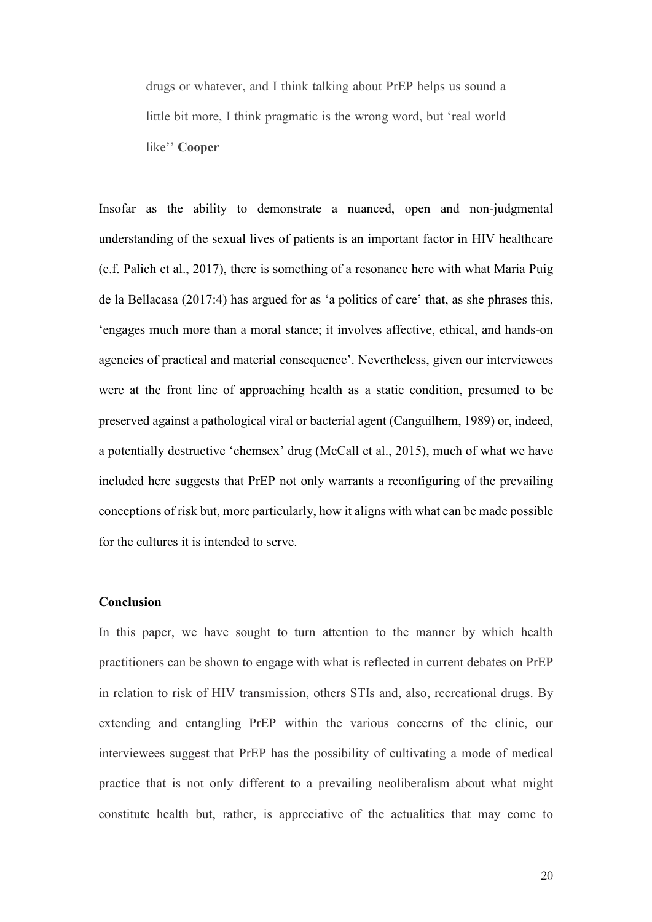> drugs or whatever, and I think talking about PrEP helps us sound a little bit more, I think pragmatic is the wrong word, but 'real world like'' **Cooper**

Insofar as the ability to demonstrate a nuanced, open and non-judgmental understanding of the sexual lives of patients is an important factor in HIV healthcare (c.f. Palich et al., 2017), there is something of a resonance here with what Maria Puig de la Bellacasa (2017:4) has argued for as 'a politics of care' that, as she phrases this, 'engages much more than a moral stance; it involves affective, ethical, and hands-on agencies of practical and material consequence'. Nevertheless, given our interviewees were at the front line of approaching health as a static condition, presumed to be preserved against a pathological viral or bacterial agent (Canguilhem, 1989) or, indeed, a potentially destructive 'chemsex' drug (McCall et al., 2015), much of what we have included here suggests that PrEP not only warrants a reconfiguring of the prevailing conceptions of risk but, more particularly, how it aligns with what can be made possible for the cultures it is intended to serve.

## Conclusion

In this paper, we have sought to turn attention to the manner by which health practitioners can be shown to engage with what is reflected in current debates on PrEP in relation to risk of HIV transmission, others STIs and, also, recreational drugs. By extending and entangling PrEP within the various concerns of the clinic, our interviewees suggest that PrEP has the possibility of cultivating a mode of medical practice that is not only different to a prevailing neoliberalism about what might constitute health but, rather, is appreciative of the actualities that may come to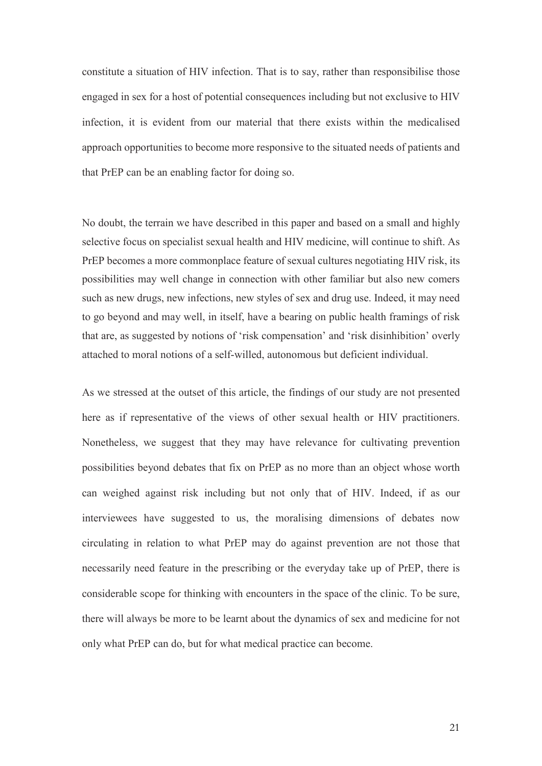constitute a situation of HIV infection. That is to say, rather than responsibilise those engaged in sex for a host of potential consequences including but not exclusive to HIV infection, it is evident from our material that there exists within the medicalised approach opportunities to become more responsive to the situated needs of patients and that PrEP can be an enabling factor for doing so.

No doubt, the terrain we have described in this paper and based on a small and highly selective focus on specialist sexual health and HIV medicine, will continue to shift. As PrEP becomes a more commonplace feature of sexual cultures negotiating HIV risk, its possibilities may well change in connection with other familiar but also new comers such as new drugs, new infections, new styles of sex and drug use. Indeed, it may need to go beyond and may well, in itself, have a bearing on public health framings of risk that are, as suggested by notions of 'risk compensation' and 'risk disinhibition' overly attached to moral notions of a self-willed, autonomous but deficient individual.

As we stressed at the outset of this article, the findings of our study are not presented here as if representative of the views of other sexual health or HIV practitioners. Nonetheless, we suggest that they may have relevance for cultivating prevention possibilities beyond debates that fix on PrEP as no more than an object whose worth can weighed against risk including but not only that of HIV. Indeed, if as our interviewees have suggested to us, the moralising dimensions of debates now circulating in relation to what PrEP may do against prevention are not those that necessarily need feature in the prescribing or the everyday take up of PrEP, there is considerable scope for thinking with encounters in the space of the clinic. To be sure, there will always be more to be learnt about the dynamics of sex and medicine for not only what PrEP can do, but for what medical practice can become.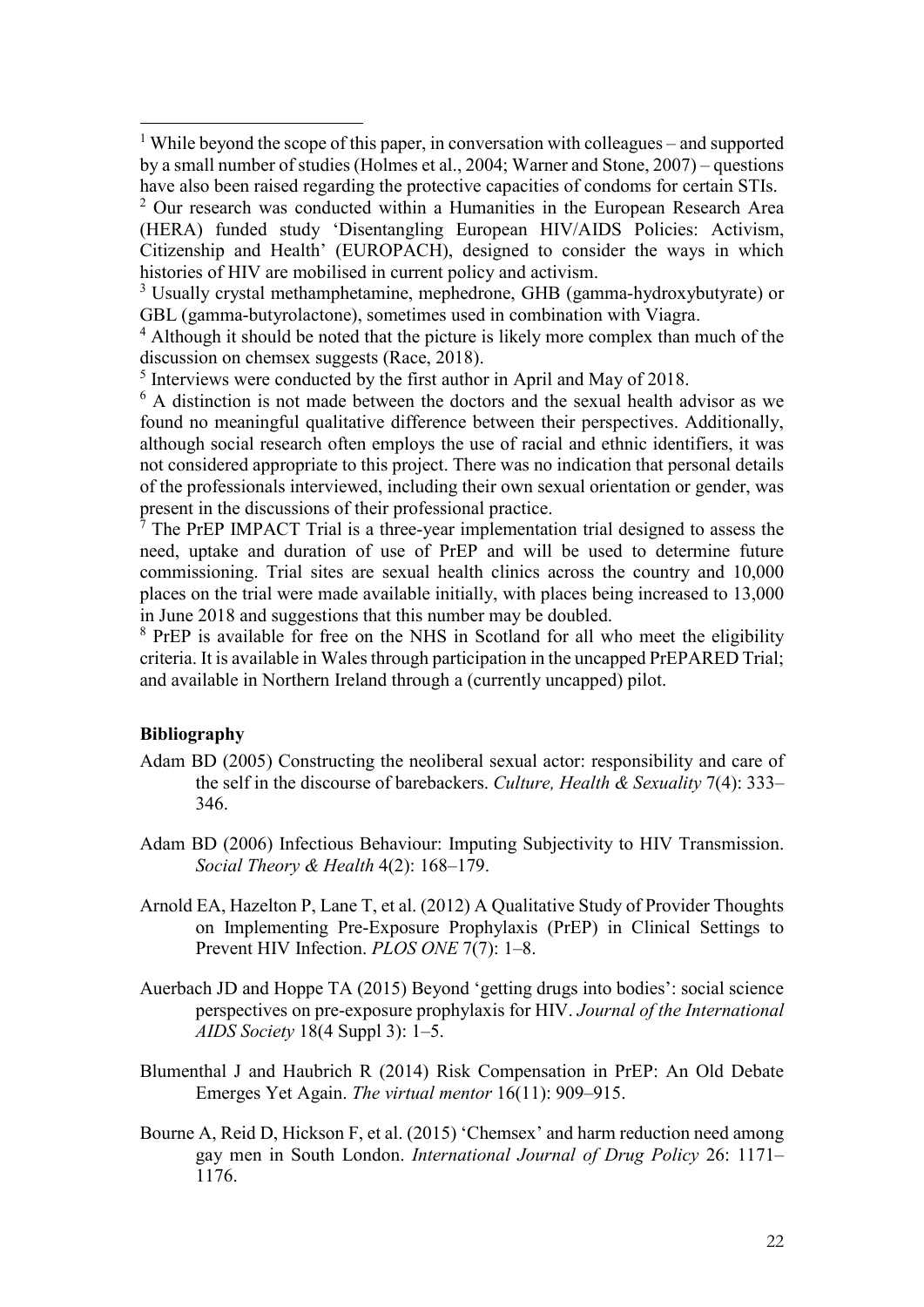[1] While beyond the scope of this paper, in conversation with colleagues – and supported by a small number of studies (Holmes et al., 2004; Warner and Stone, 2007) – questions have also been raised regarding the protective capacities of condoms for certain STIs.

[2] Our research was conducted within a Humanities in the European Research Area (HERA) funded study 'Disentangling European HIV/AIDS Policies: Activism, Citizenship and Health' (EUROPACH), designed to consider the ways in which histories of HIV are mobilised in current policy and activism.

[3] Usually crystal methamphetamine, mephedrone, GHB (gamma-hydroxybutyrate) or GBL (gamma-butyrolactone), sometimes used in combination with Viagra.

[4] Although it should be noted that the picture is likely more complex than much of the discussion on chemsex suggests (Race, 2018).

[5] Interviews were conducted by the first author in April and May of 2018.

[6] A distinction is not made between the doctors and the sexual health advisor as we found no meaningful qualitative difference between their perspectives. Additionally, although social research often employs the use of racial and ethnic identifiers, it was not considered appropriate to this project. There was no indication that personal details of the professionals interviewed, including their own sexual orientation or gender, was present in the discussions of their professional practice.

[7] The PrEP IMPACT Trial is a three-year implementation trial designed to assess the need, uptake and duration of use of PrEP and will be used to determine future commissioning. Trial sites are sexual health clinics across the country and 10,000 places on the trial were made available initially, with places being increased to 13,000 in June 2018 and suggestions that this number may be doubled.

[8] PrEP is available for free on the NHS in Scotland for all who meet the eligibility criteria. It is available in Wales through participation in the uncapped PrEPARED Trial; and available in Northern Ireland through a (currently uncapped) pilot.

## Bibliography

Adam BD (2005) Constructing the neoliberal sexual actor: responsibility and care of the self in the discourse of barebackers. *Culture, Health & Sexuality* 7(4): 333–346.

Adam BD (2006) Infectious Behaviour: Imputing Subjectivity to HIV Transmission. *Social Theory & Health* 4(2): 168–179.

Arnold EA, Hazelton P, Lane T, et al. (2012) A Qualitative Study of Provider Thoughts on Implementing Pre-Exposure Prophylaxis (PrEP) in Clinical Settings to Prevent HIV Infection. *PLOS ONE* 7(7): 1–8.

Auerbach JD and Hoppe TA (2015) Beyond 'getting drugs into bodies': social science perspectives on pre-exposure prophylaxis for HIV. *Journal of the International AIDS Society* 18(4 Suppl 3): 1–5.

Blumenthal J and Haubrich R (2014) Risk Compensation in PrEP: An Old Debate Emerges Yet Again. *The virtual mentor* 16(11): 909–915.

Bourne A, Reid D, Hickson F, et al. (2015) 'Chemsex' and harm reduction need among gay men in South London. *International Journal of Drug Policy* 26: 1171–1176.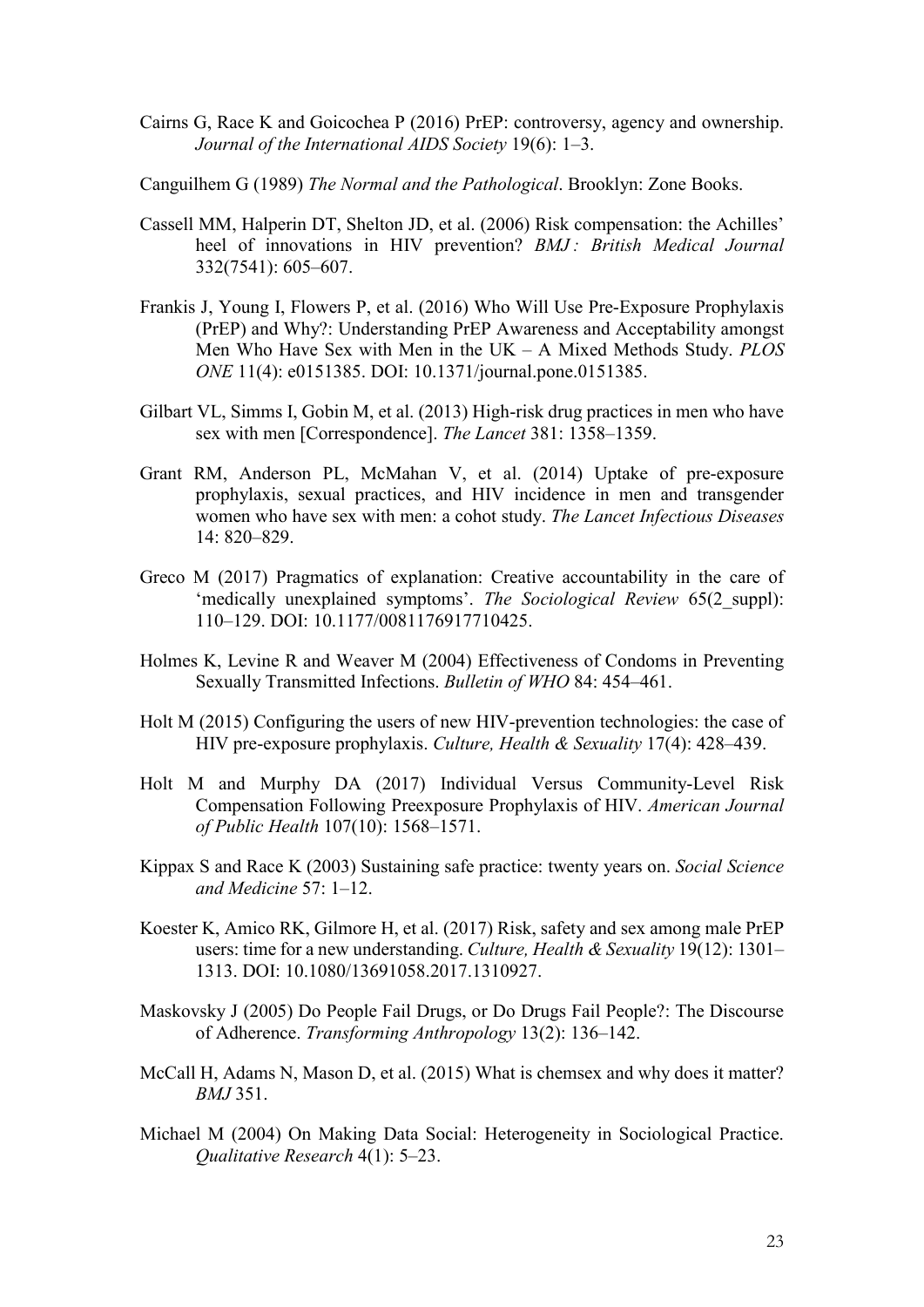Cairns G, Race K and Goicochea P (2016) PrEP: controversy, agency and ownership. *Journal of the International AIDS Society* 19(6): 1–3.

Canguilhem G (1989) *The Normal and the Pathological*. Brooklyn: Zone Books.

Cassell MM, Halperin DT, Shelton JD, et al. (2006) Risk compensation: the Achilles' heel of innovations in HIV prevention? *BMJ : British Medical Journal* 332(7541): 605–607.

Frankis J, Young I, Flowers P, et al. (2016) Who Will Use Pre-Exposure Prophylaxis (PrEP) and Why?: Understanding PrEP Awareness and Acceptability amongst Men Who Have Sex with Men in the UK – A Mixed Methods Study. *PLOS ONE* 11(4): e0151385. DOI: 10.1371/journal.pone.0151385.

Gilbart VL, Simms I, Gobin M, et al. (2013) High-risk drug practices in men who have sex with men [Correspondence]. *The Lancet* 381: 1358–1359.

Grant RM, Anderson PL, McMahan V, et al. (2014) Uptake of pre-exposure prophylaxis, sexual practices, and HIV incidence in men and transgender women who have sex with men: a cohot study. *The Lancet Infectious Diseases* 14: 820–829.

Greco M (2017) Pragmatics of explanation: Creative accountability in the care of 'medically unexplained symptoms'. *The Sociological Review* 65(2_suppl): 110–129. DOI: 10.1177/0081176917710425.

Holmes K, Levine R and Weaver M (2004) Effectiveness of Condoms in Preventing Sexually Transmitted Infections. *Bulletin of WHO* 84: 454–461.

Holt M (2015) Configuring the users of new HIV-prevention technologies: the case of HIV pre-exposure prophylaxis. *Culture, Health & Sexuality* 17(4): 428–439.

Holt M and Murphy DA (2017) Individual Versus Community-Level Risk Compensation Following Preexposure Prophylaxis of HIV. *American Journal of Public Health* 107(10): 1568–1571.

Kippax S and Race K (2003) Sustaining safe practice: twenty years on. *Social Science and Medicine* 57: 1–12.

Koester K, Amico RK, Gilmore H, et al. (2017) Risk, safety and sex among male PrEP users: time for a new understanding. *Culture, Health & Sexuality* 19(12): 1301–1313. DOI: 10.1080/13691058.2017.1310927.

Maskovsky J (2005) Do People Fail Drugs, or Do Drugs Fail People?: The Discourse of Adherence. *Transforming Anthropology* 13(2): 136–142.

McCall H, Adams N, Mason D, et al. (2015) What is chemsex and why does it matter? *BMJ* 351.

Michael M (2004) On Making Data Social: Heterogeneity in Sociological Practice. *Qualitative Research* 4(1): 5–23.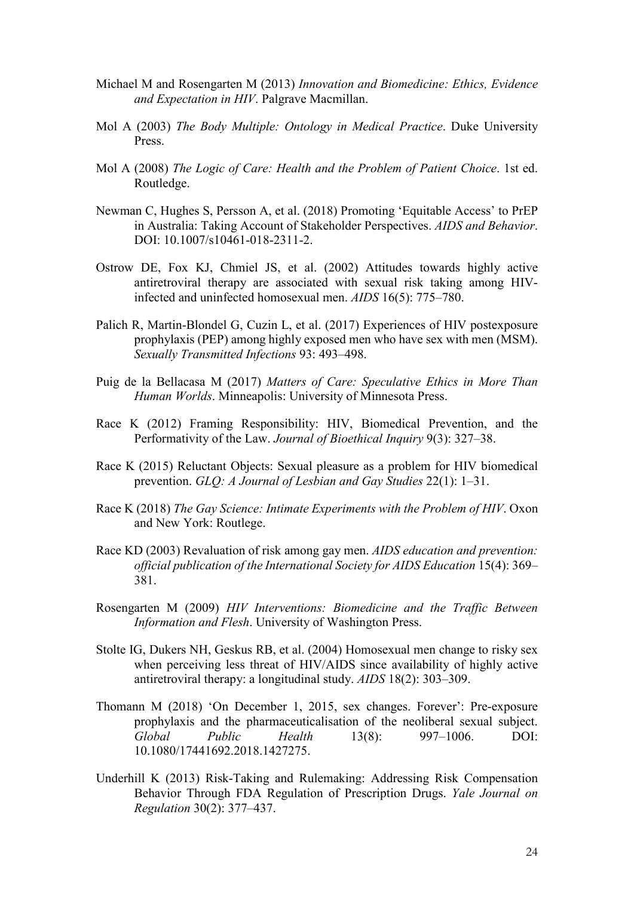Michael M and Rosengarten M (2013) *Innovation and Biomedicine: Ethics, Evidence and Expectation in HIV*. Palgrave Macmillan.

Mol A (2003) *The Body Multiple: Ontology in Medical Practice*. Duke University Press.

Mol A (2008) *The Logic of Care: Health and the Problem of Patient Choice*. 1st ed. Routledge.

Newman C, Hughes S, Persson A, et al. (2018) Promoting 'Equitable Access' to PrEP in Australia: Taking Account of Stakeholder Perspectives. *AIDS and Behavior*. DOI: 10.1007/s10461-018-2311-2.

Ostrow DE, Fox KJ, Chmiel JS, et al. (2002) Attitudes towards highly active antiretroviral therapy are associated with sexual risk taking among HIV-infected and uninfected homosexual men. *AIDS* 16(5): 775–780.

Palich R, Martin-Blondel G, Cuzin L, et al. (2017) Experiences of HIV postexposure prophylaxis (PEP) among highly exposed men who have sex with men (MSM). *Sexually Transmitted Infections* 93: 493–498.

Puig de la Bellacasa M (2017) *Matters of Care: Speculative Ethics in More Than Human Worlds*. Minneapolis: University of Minnesota Press.

Race K (2012) Framing Responsibility: HIV, Biomedical Prevention, and the Performativity of the Law. *Journal of Bioethical Inquiry* 9(3): 327–38.

Race K (2015) Reluctant Objects: Sexual pleasure as a problem for HIV biomedical prevention. *GLQ: A Journal of Lesbian and Gay Studies* 22(1): 1–31.

Race K (2018) *The Gay Science: Intimate Experiments with the Problem of HIV*. Oxon and New York: Routlege.

Race KD (2003) Revaluation of risk among gay men. *AIDS education and prevention: official publication of the International Society for AIDS Education* 15(4): 369–381.

Rosengarten M (2009) *HIV Interventions: Biomedicine and the Traffic Between Information and Flesh*. University of Washington Press.

Stolte IG, Dukers NH, Geskus RB, et al. (2004) Homosexual men change to risky sex when perceiving less threat of HIV/AIDS since availability of highly active antiretroviral therapy: a longitudinal study. *AIDS* 18(2): 303–309.

Thomann M (2018) 'On December 1, 2015, sex changes. Forever': Pre-exposure prophylaxis and the pharmaceuticalisation of the neoliberal sexual subject. *Global Public Health* 13(8): 997–1006. DOI: 10.1080/17441692.2018.1427275.

Underhill K (2013) Risk-Taking and Rulemaking: Addressing Risk Compensation Behavior Through FDA Regulation of Prescription Drugs. *Yale Journal on Regulation* 30(2): 377–437.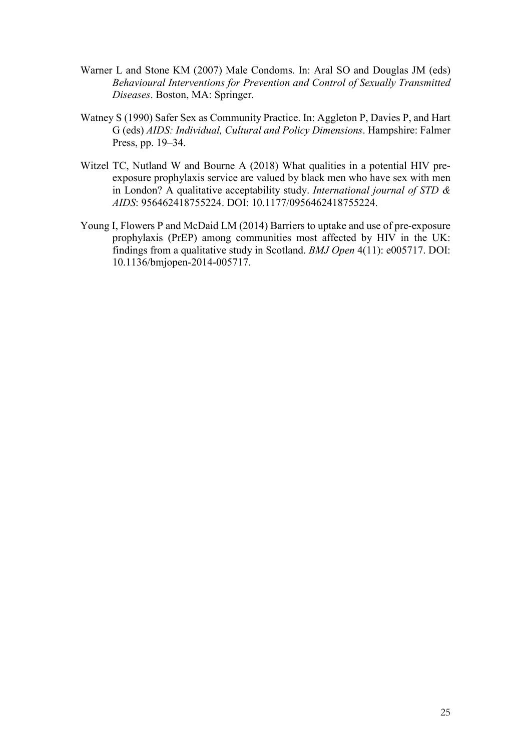Warner L and Stone KM (2007) Male Condoms. In: Aral SO and Douglas JM (eds) *Behavioural Interventions for Prevention and Control of Sexually Transmitted Diseases*. Boston, MA: Springer.

Watney S (1990) Safer Sex as Community Practice. In: Aggleton P, Davies P, and Hart G (eds) *AIDS: Individual, Cultural and Policy Dimensions*. Hampshire: Falmer Press, pp. 19–34.

Witzel TC, Nutland W and Bourne A (2018) What qualities in a potential HIV pre-exposure prophylaxis service are valued by black men who have sex with men in London? A qualitative acceptability study. *International journal of STD & AIDS*: 956462418755224. DOI: 10.1177/0956462418755224.

Young I, Flowers P and McDaid LM (2014) Barriers to uptake and use of pre-exposure prophylaxis (PrEP) among communities most affected by HIV in the UK: findings from a qualitative study in Scotland. *BMJ Open* 4(11): e005717. DOI: 10.1136/bmjopen-2014-005717.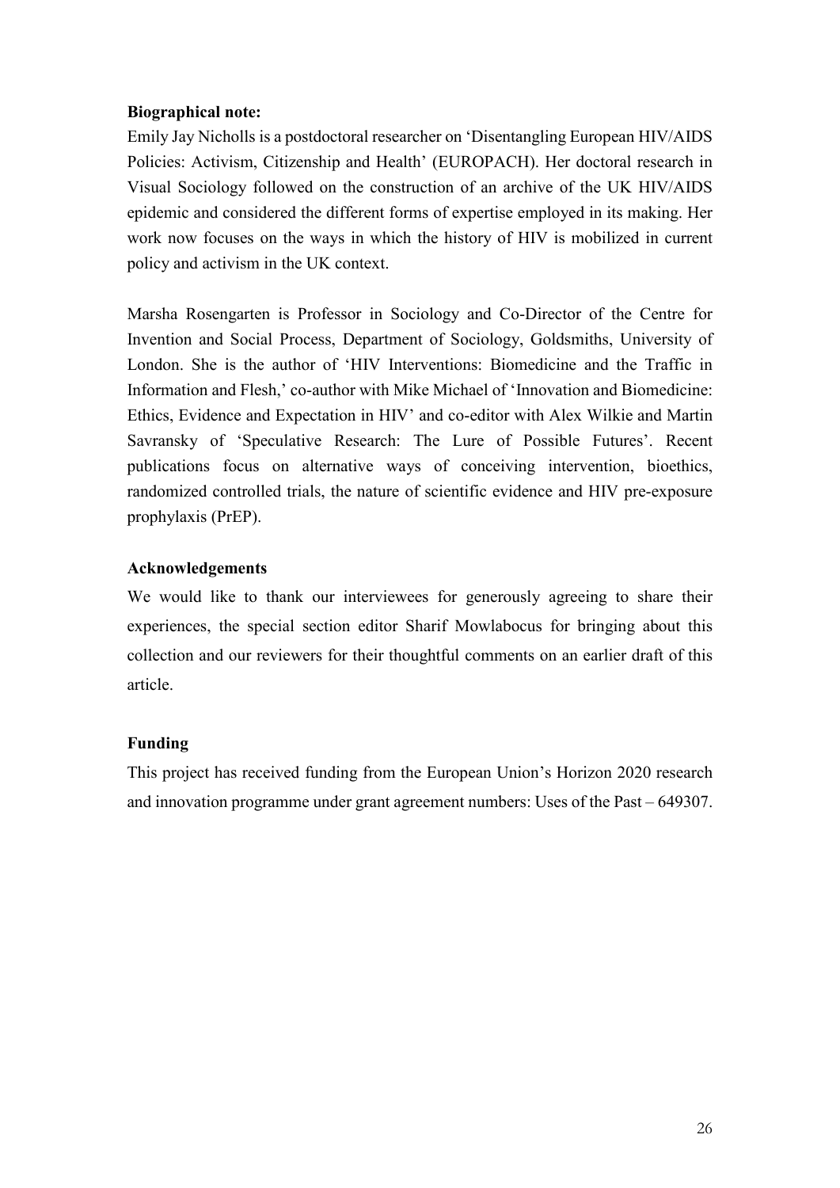**Biographical note:**

Emily Jay Nicholls is a postdoctoral researcher on 'Disentangling European HIV/AIDS Policies: Activism, Citizenship and Health' (EUROPACH). Her doctoral research in Visual Sociology followed on the construction of an archive of the UK HIV/AIDS epidemic and considered the different forms of expertise employed in its making. Her work now focuses on the ways in which the history of HIV is mobilized in current policy and activism in the UK context.

Marsha Rosengarten is Professor in Sociology and Co-Director of the Centre for Invention and Social Process, Department of Sociology, Goldsmiths, University of London. She is the author of 'HIV Interventions: Biomedicine and the Traffic in Information and Flesh,' co-author with Mike Michael of 'Innovation and Biomedicine: Ethics, Evidence and Expectation in HIV' and co-editor with Alex Wilkie and Martin Savransky of 'Speculative Research: The Lure of Possible Futures'. Recent publications focus on alternative ways of conceiving intervention, bioethics, randomized controlled trials, the nature of scientific evidence and HIV pre-exposure prophylaxis (PrEP).

**Acknowledgements**

We would like to thank our interviewees for generously agreeing to share their experiences, the special section editor Sharif Mowlabocus for bringing about this collection and our reviewers for their thoughtful comments on an earlier draft of this article.

**Funding**

This project has received funding from the European Union's Horizon 2020 research and innovation programme under grant agreement numbers: Uses of the Past – 649307.